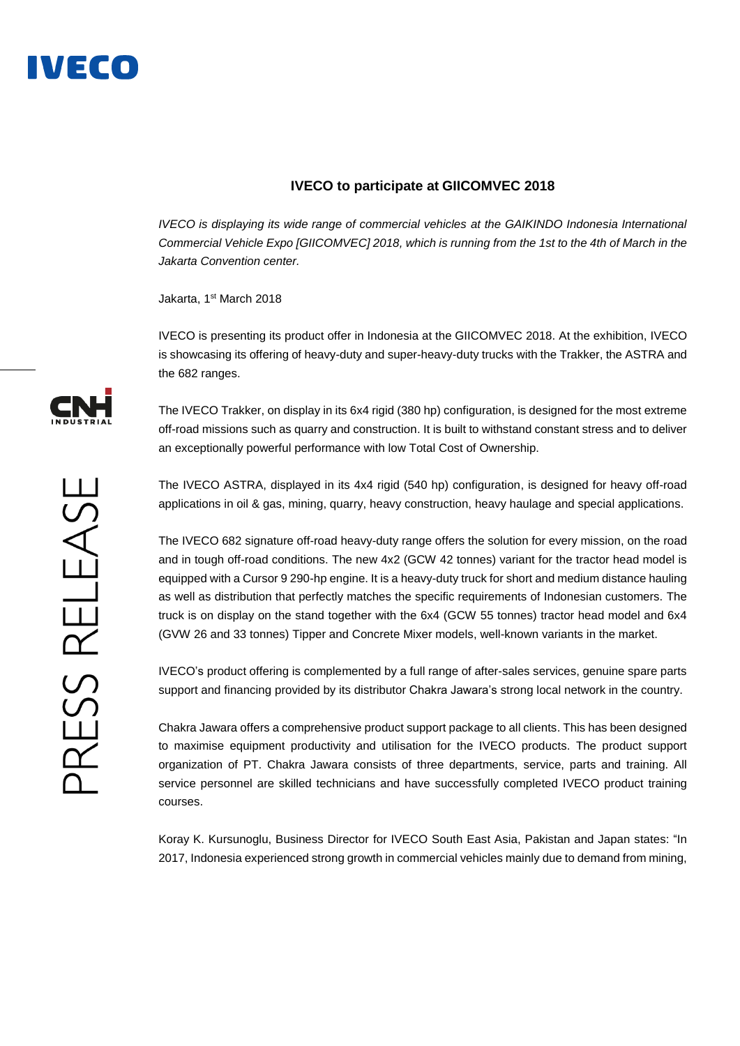# IVECO to participate at GIICOMVEC 2018

*IVECO is displaying its wide range of commercial vehicles at the GAIKINDO Indonesia International Commercial Vehicle Expo [GIICOMVEC] 2018, which is running from the 1st to the 4th of March in the Jakarta Convention center.*

Jakarta, 1st March 2018

IVECO is presenting its product offer in Indonesia at the GIICOMVEC 2018. At the exhibition, IVECO is showcasing its offering of heavy-duty and super-heavy-duty trucks with the Trakker, the ASTRA and the 682 ranges.

The IVECO Trakker, on display in its 6x4 rigid (380 hp) configuration, is designed for the most extreme off-road missions such as quarry and construction. It is built to withstand constant stress and to deliver an exceptionally powerful performance with low Total Cost of Ownership.

The IVECO ASTRA, displayed in its 4x4 rigid (540 hp) configuration, is designed for heavy off-road applications in oil & gas, mining, quarry, heavy construction, heavy haulage and special applications.

The IVECO 682 signature off-road heavy-duty range offers the solution for every mission, on the road and in tough off-road conditions. The new 4x2 (GCW 42 tonnes) variant for the tractor head model is equipped with a Cursor 9 290-hp engine. It is a heavy-duty truck for short and medium distance hauling as well as distribution that perfectly matches the specific requirements of Indonesian customers. The truck is on display on the stand together with the 6x4 (GCW 55 tonnes) tractor head model and 6x4 (GVW 26 and 33 tonnes) Tipper and Concrete Mixer models, well-known variants in the market.

IVECO's product offering is complemented by a full range of after-sales services, genuine spare parts support and financing provided by its distributor Chakra Jawara's strong local network in the country.

Chakra Jawara offers a comprehensive product support package to all clients. This has been designed to maximise equipment productivity and utilisation for the IVECO products. The product support organization of PT. Chakra Jawara consists of three departments, service, parts and training. All service personnel are skilled technicians and have successfully completed IVECO product training courses.

Koray K. Kursunoglu, Business Director for IVECO South East Asia, Pakistan and Japan states: "In 2017, Indonesia experienced strong growth in commercial vehicles mainly due to demand from mining,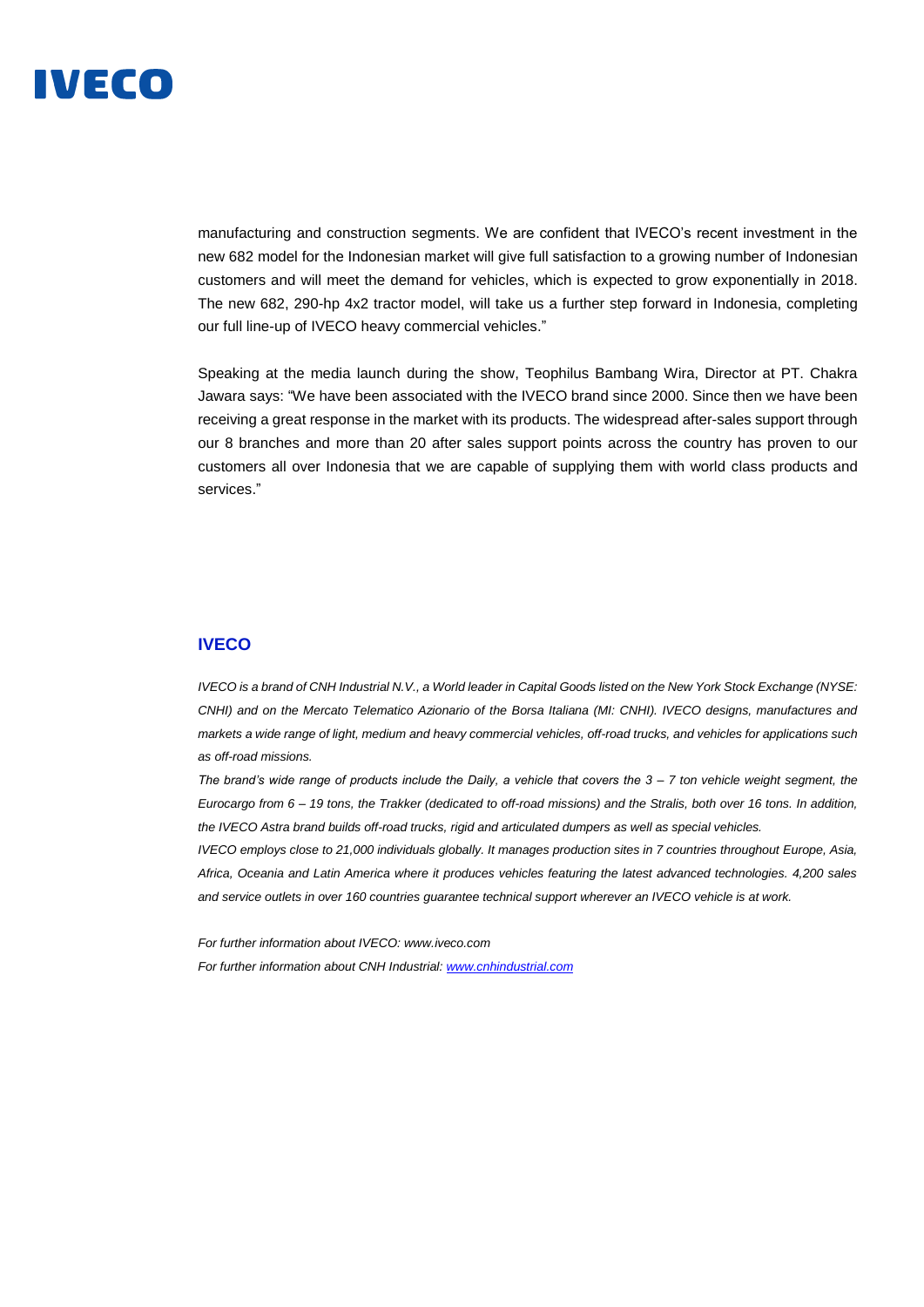manufacturing and construction segments. We are confident that IVECO's recent investment in the new 682 model for the Indonesian market will give full satisfaction to a growing number of Indonesian customers and will meet the demand for vehicles, which is expected to grow exponentially in 2018. The new 682, 290-hp 4x2 tractor model, will take us a further step forward in Indonesia, completing our full line-up of IVECO heavy commercial vehicles."

Speaking at the media launch during the show, Teophilus Bambang Wira, Director at PT. Chakra Jawara says: "We have been associated with the IVECO brand since 2000. Since then we have been receiving a great response in the market with its products. The widespread after-sales support through our 8 branches and more than 20 after sales support points across the country has proven to our customers all over Indonesia that we are capable of supplying them with world class products and services."

## IVECO

*IVECO is a brand of CNH Industrial N.V., a World leader in Capital Goods listed on the New York Stock Exchange (NYSE: CNHI) and on the Mercato Telematico Azionario of the Borsa Italiana (MI: CNHI). IVECO designs, manufactures and markets a wide range of light, medium and heavy commercial vehicles, off-road trucks, and vehicles for applications such as off-road missions.*

*The brand's wide range of products include the Daily, a vehicle that covers the 3 – 7 ton vehicle weight segment, the Eurocargo from 6 – 19 tons, the Trakker (dedicated to off-road missions) and the Stralis, both over 16 tons. In addition, the IVECO Astra brand builds off-road trucks, rigid and articulated dumpers as well as special vehicles.*

*IVECO employs close to 21,000 individuals globally. It manages production sites in 7 countries throughout Europe, Asia, Africa, Oceania and Latin America where it produces vehicles featuring the latest advanced technologies. 4,200 sales and service outlets in over 160 countries guarantee technical support wherever an IVECO vehicle is at work.*

*For further information about IVECO: www.iveco.com*

*For further information about CNH Industrial: [www.cnhindustrial.com](http://www.cnhindustrial.com)*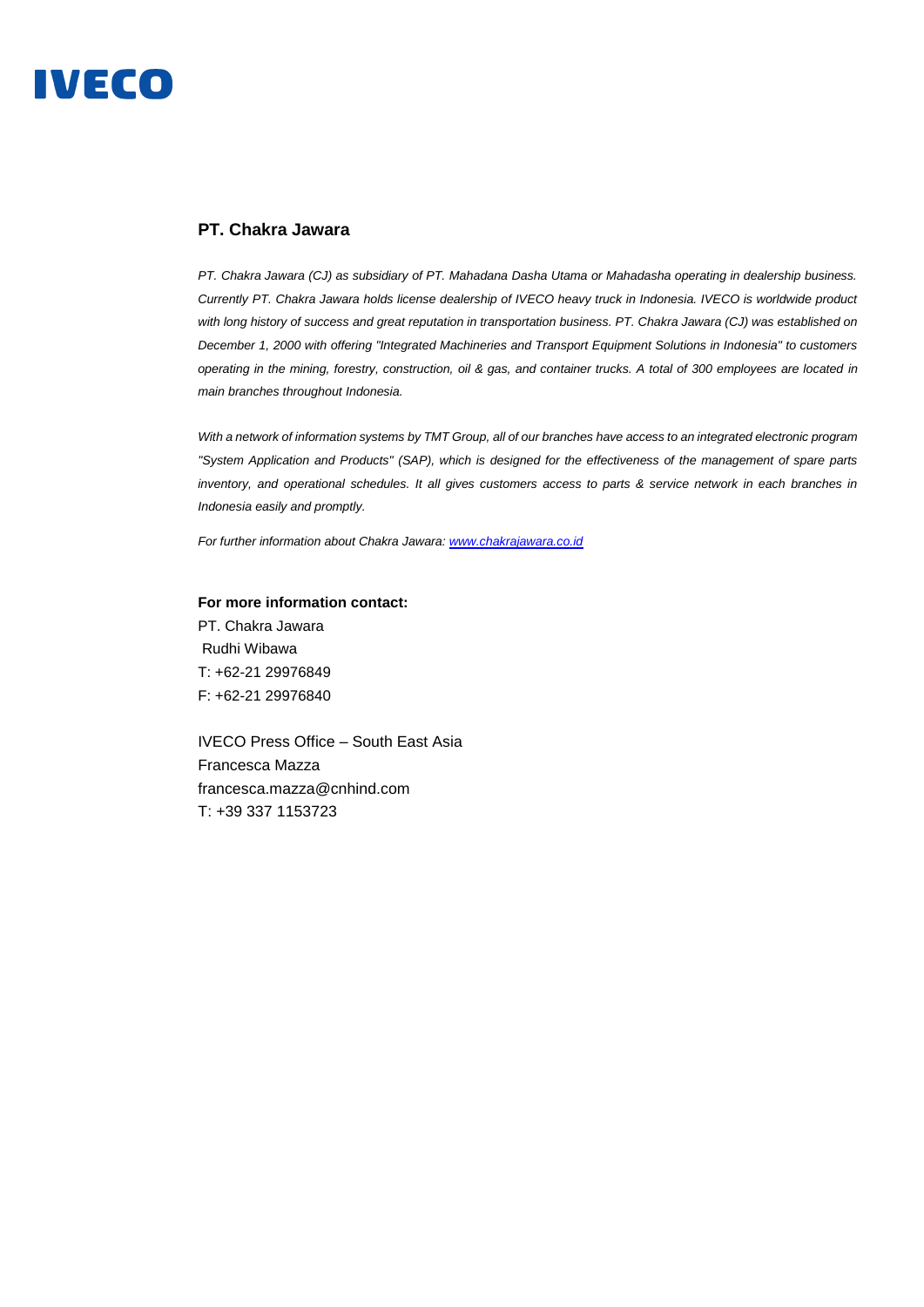## PT. Chakra Jawara

*PT. Chakra Jawara (CJ) as subsidiary of PT. Mahadana Dasha Utama or Mahadasha operating in dealership business. Currently PT. Chakra Jawara holds license dealership of IVECO heavy truck in Indonesia. IVECO is worldwide product with long history of success and great reputation in transportation business. PT. Chakra Jawara (CJ) was established on December 1, 2000 with offering "Integrated Machineries and Transport Equipment Solutions in Indonesia" to customers operating in the mining, forestry, construction, oil & gas, and container trucks. A total of 300 employees are located in main branches throughout Indonesia.*

*With a network of information systems by TMT Group, all of our branches have access to an integrated electronic program "System Application and Products" (SAP), which is designed for the effectiveness of the management of spare parts inventory, and operational schedules. It all gives customers access to parts & service network in each branches in Indonesia easily and promptly.*

*For further information about Chakra Jawara: [www.chakrajawara.co.id](http://www.chakrajawara.co.id)*

**For more information contact:**

PT. Chakra Jawara
Rudhi Wibawa
T: +62-21 29976849
F: +62-21 29976840

IVECO Press Office – South East Asia
Francesca Mazza
francesca.mazza@cnhind.com
T: +39 337 1153723